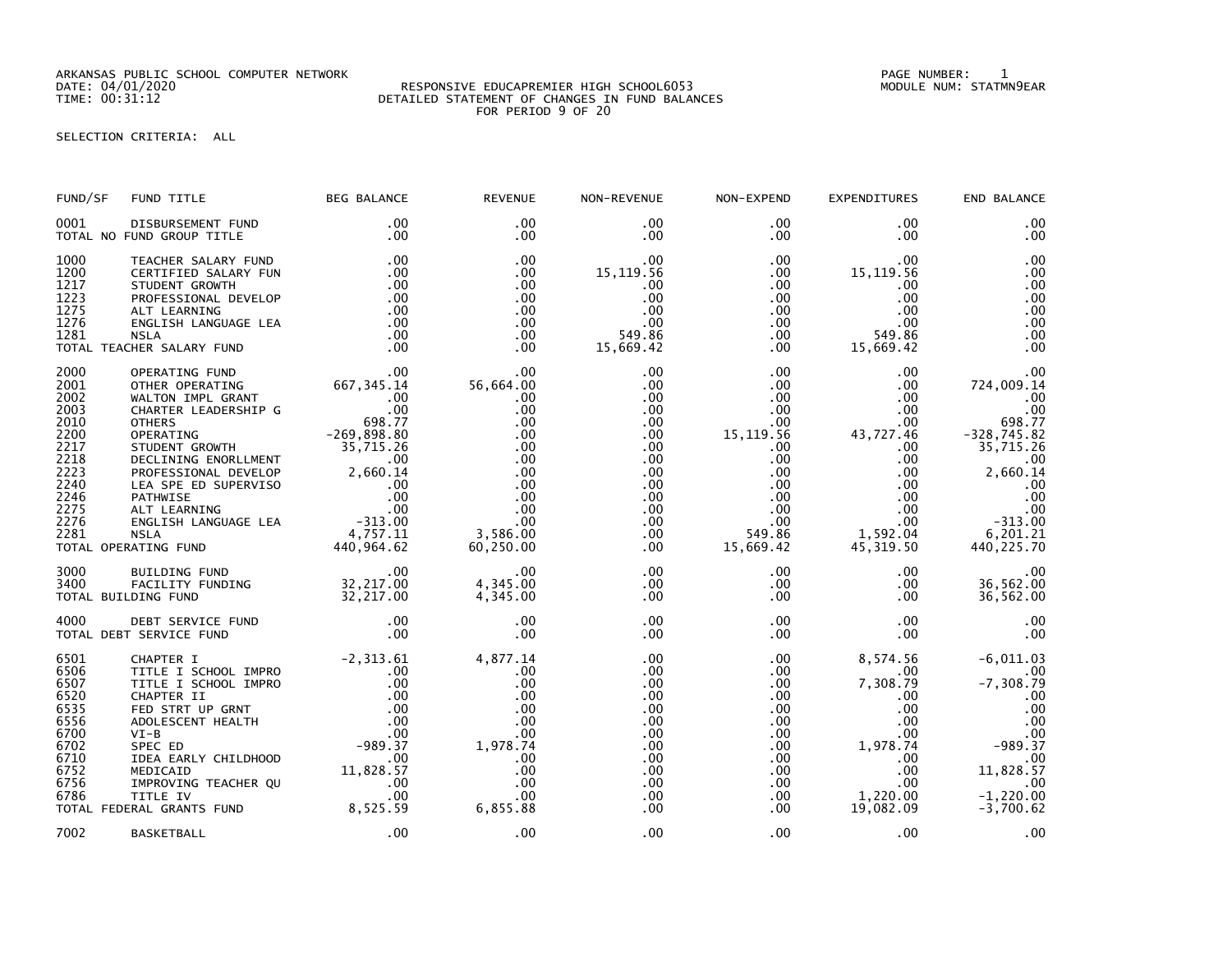ARKANSAS PUBLIC SCHOOL COMPUTER NETWORK
DATE: 04/01/2020
TIME: 00:31:12

RESPONSIVE EDUCAPREMIER HIGH SCHOOL6053
DETAILED STATEMENT OF CHANGES IN FUND BALANCES
FOR PERIOD 9 OF 20

PAGE NUMBER: 1
MODULE NUM: STATMN9EAR

SELECTION CRITERIA: ALL

| FUND/SF | FUND TITLE | BEG BALANCE | REVENUE | NON-REVENUE | NON-EXPEND | EXPENDITURES | END BALANCE |
|---|---|---|---|---|---|---|---|
| 0001 | DISBURSEMENT FUND | .00 | .00 | .00 | .00 | .00 | .00 |
| TOTAL NO FUND GROUP TITLE | | .00 | .00 | .00 | .00 | .00 | .00 |
| 1000 | TEACHER SALARY FUND | .00 | .00 | .00 | .00 | .00 | .00 |
| 1200 | CERTIFIED SALARY FUN | .00 | .00 | 15,119.56 | .00 | 15,119.56 | .00 |
| 1217 | STUDENT GROWTH | .00 | .00 | .00 | .00 | .00 | .00 |
| 1223 | PROFESSIONAL DEVELOP | .00 | .00 | .00 | .00 | .00 | .00 |
| 1275 | ALT LEARNING | .00 | .00 | .00 | .00 | .00 | .00 |
| 1276 | ENGLISH LANGUAGE LEA | .00 | .00 | .00 | .00 | .00 | .00 |
| 1281 | NSLA | .00 | .00 | 549.86 | .00 | 549.86 | .00 |
| TOTAL TEACHER SALARY FUND | | .00 | .00 | 15,669.42 | .00 | 15,669.42 | .00 |
| 2000 | OPERATING FUND | .00 | .00 | .00 | .00 | .00 | .00 |
| 2001 | OTHER OPERATING | 667,345.14 | 56,664.00 | .00 | .00 | .00 | 724,009.14 |
| 2002 | WALTON IMPL GRANT | .00 | .00 | .00 | .00 | .00 | .00 |
| 2003 | CHARTER LEADERSHIP G | .00 | .00 | .00 | .00 | .00 | .00 |
| 2010 | OTHERS | 698.77 | .00 | .00 | .00 | .00 | 698.77 |
| 2200 | OPERATING | -269,898.80 | .00 | .00 | 15,119.56 | 43,727.46 | -328,745.82 |
| 2217 | STUDENT GROWTH | 35,715.26 | .00 | .00 | .00 | .00 | 35,715.26 |
| 2218 | DECLINING ENORLLMENT | .00 | .00 | .00 | .00 | .00 | .00 |
| 2223 | PROFESSIONAL DEVELOP | 2,660.14 | .00 | .00 | .00 | .00 | 2,660.14 |
| 2240 | LEA SPE ED SUPERVISO | .00 | .00 | .00 | .00 | .00 | .00 |
| 2246 | PATHWISE | .00 | .00 | .00 | .00 | .00 | .00 |
| 2275 | ALT LEARNING | .00 | .00 | .00 | .00 | .00 | .00 |
| 2276 | ENGLISH LANGUAGE LEA | -313.00 | .00 | .00 | .00 | .00 | -313.00 |
| 2281 | NSLA | 4,757.11 | 3,586.00 | .00 | 549.86 | 1,592.04 | 6,201.21 |
| TOTAL OPERATING FUND | | 440,964.62 | 60,250.00 | .00 | 15,669.42 | 45,319.50 | 440,225.70 |
| 3000 | BUILDING FUND | .00 | .00 | .00 | .00 | .00 | .00 |
| 3400 | FACILITY FUNDING | 32,217.00 | 4,345.00 | .00 | .00 | .00 | 36,562.00 |
| TOTAL BUILDING FUND | | 32,217.00 | 4,345.00 | .00 | .00 | .00 | 36,562.00 |
| 4000 | DEBT SERVICE FUND | .00 | .00 | .00 | .00 | .00 | .00 |
| TOTAL DEBT SERVICE FUND | | .00 | .00 | .00 | .00 | .00 | .00 |
| 6501 | CHAPTER I | -2,313.61 | 4,877.14 | .00 | .00 | 8,574.56 | -6,011.03 |
| 6506 | TITLE I SCHOOL IMPRO | .00 | .00 | .00 | .00 | .00 | .00 |
| 6507 | TITLE I SCHOOL IMPRO | .00 | .00 | .00 | .00 | 7,308.79 | -7,308.79 |
| 6520 | CHAPTER II | .00 | .00 | .00 | .00 | .00 | .00 |
| 6535 | FED STRT UP GRNT | .00 | .00 | .00 | .00 | .00 | .00 |
| 6556 | ADOLESCENT HEALTH | .00 | .00 | .00 | .00 | .00 | .00 |
| 6700 | VI-B | .00 | .00 | .00 | .00 | .00 | .00 |
| 6702 | SPEC ED | -989.37 | 1,978.74 | .00 | .00 | 1,978.74 | -989.37 |
| 6710 | IDEA EARLY CHILDHOOD | .00 | .00 | .00 | .00 | .00 | .00 |
| 6752 | MEDICAID | 11,828.57 | .00 | .00 | .00 | .00 | 11,828.57 |
| 6756 | IMPROVING TEACHER QU | .00 | .00 | .00 | .00 | .00 | .00 |
| 6786 | TITLE IV | .00 | .00 | .00 | .00 | 1,220.00 | -1,220.00 |
| TOTAL FEDERAL GRANTS FUND | | 8,525.59 | 6,855.88 | .00 | .00 | 19,082.09 | -3,700.62 |
| 7002 | BASKETBALL | .00 | .00 | .00 | .00 | .00 | .00 |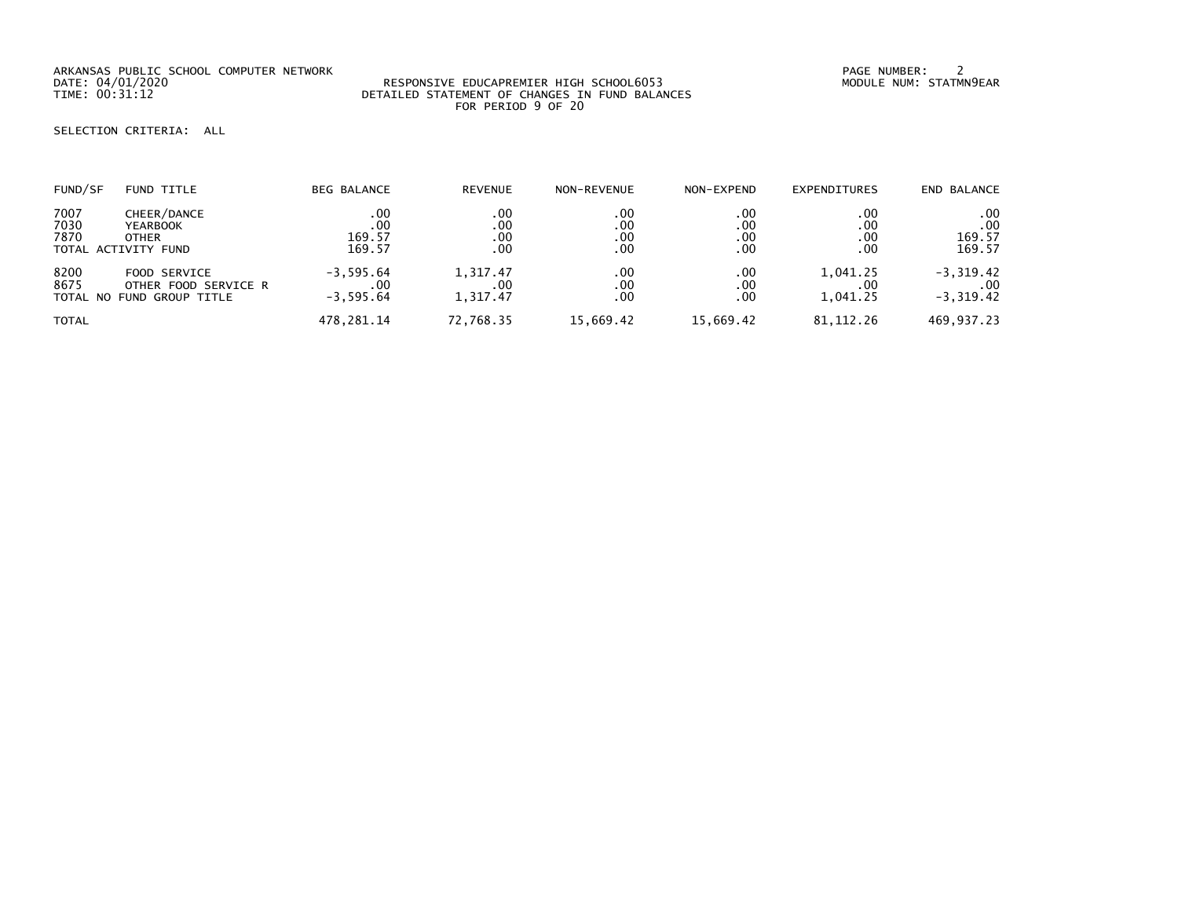ARKANSAS PUBLIC SCHOOL COMPUTER NETWORK
DATE: 04/01/2020
TIME: 00:31:12

RESPONSIVE EDUCAPREMIER HIGH SCHOOL6053
DETAILED STATEMENT OF CHANGES IN FUND BALANCES
FOR PERIOD 9 OF 20

PAGE NUMBER: 2
MODULE NUM: STATMN9EAR

SELECTION CRITERIA: ALL

| FUND/SF | FUND TITLE | BEG BALANCE | REVENUE | NON-REVENUE | NON-EXPEND | EXPENDITURES | END BALANCE |
|---|---|---|---|---|---|---|---|
| 7007 | CHEER/DANCE | .00 | .00 | .00 | .00 | .00 | .00 |
| 7030 | YEARBOOK | .00 | .00 | .00 | .00 | .00 | .00 |
| 7870 | OTHER | 169.57 | .00 | .00 | .00 | .00 | 169.57 |
| TOTAL ACTIVITY FUND | | 169.57 | .00 | .00 | .00 | .00 | 169.57 |
| 8200 | FOOD SERVICE | -3,595.64 | 1,317.47 | .00 | .00 | 1,041.25 | -3,319.42 |
| 8675 | OTHER FOOD SERVICE R | .00 | .00 | .00 | .00 | .00 | .00 |
| TOTAL NO FUND GROUP TITLE | | -3,595.64 | 1,317.47 | .00 | .00 | 1,041.25 | -3,319.42 |
| TOTAL | | 478,281.14 | 72,768.35 | 15,669.42 | 15,669.42 | 81,112.26 | 469,937.23 |